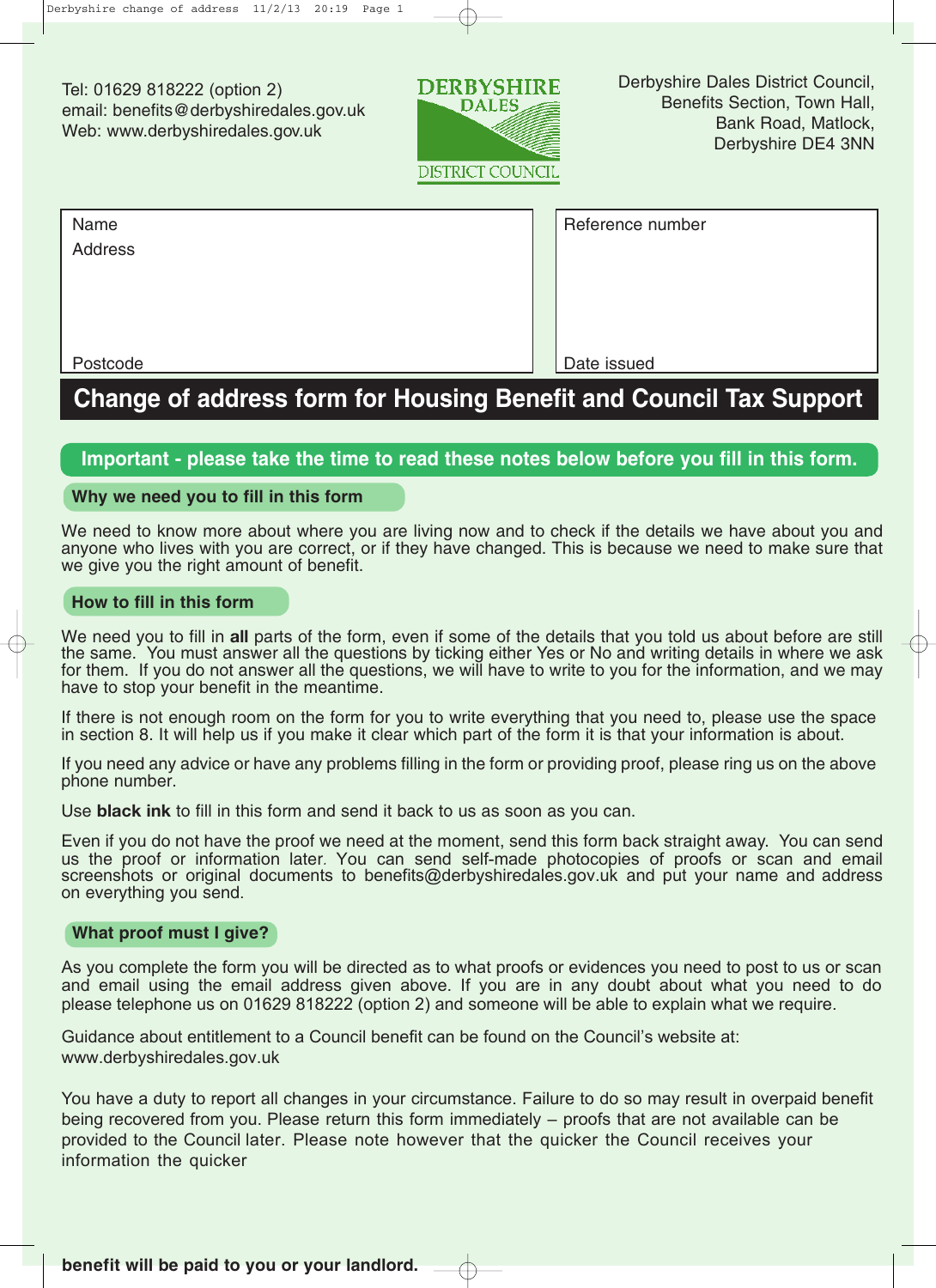Tel: 01629 818222 (option 2)
email: benefits@derbyshiredales.gov.uk
Web: www.derbyshiredales.gov.uk

DERBYSHIRE DALES DISTRICT COUNCIL

Derbyshire Dales District Council,
Benefits Section, Town Hall,
Bank Road, Matlock,
Derbyshire DE4 3NN

| Name<br>Address<br><br>Postcode | Reference number<br><br>Date issued |
|---|---|

# Change of address form for Housing Benefit and Council Tax Support

## Important - please take the time to read these notes below before you fill in this form.

### Why we need you to fill in this form

We need to know more about where you are living now and to check if the details we have about you and anyone who lives with you are correct, or if they have changed. This is because we need to make sure that we give you the right amount of benefit.

### How to fill in this form

We need you to fill in **all** parts of the form, even if some of the details that you told us about before are still the same. You must answer all the questions by ticking either Yes or No and writing details in where we ask for them. If you do not answer all the questions, we will have to write to you for the information, and we may have to stop your benefit in the meantime.

If there is not enough room on the form for you to write everything that you need to, please use the space in section 8. It will help us if you make it clear which part of the form it is that your information is about.

If you need any advice or have any problems filling in the form or providing proof, please ring us on the above phone number.

Use **black ink** to fill in this form and send it back to us as soon as you can.

Even if you do not have the proof we need at the moment, send this form back straight away. You can send us the proof or information later. You can send self-made photocopies of proofs or scan and email screenshots or original documents to benefits@derbyshiredales.gov.uk and put your name and address on everything you send.

### What proof must I give?

As you complete the form you will be directed as to what proofs or evidences you need to post to us or scan and email using the email address given above. If you are in any doubt about what you need to do please telephone us on 01629 818222 (option 2) and someone will be able to explain what we require.

Guidance about entitlement to a Council benefit can be found on the Council's website at: www.derbyshiredales.gov.uk

You have a duty to report all changes in your circumstance. Failure to do so may result in overpaid benefit being recovered from you. Please return this form immediately – proofs that are not available can be provided to the Council later. Please note however that the quicker the Council receives your information the quicker

**benefit will be paid to you or your landlord.**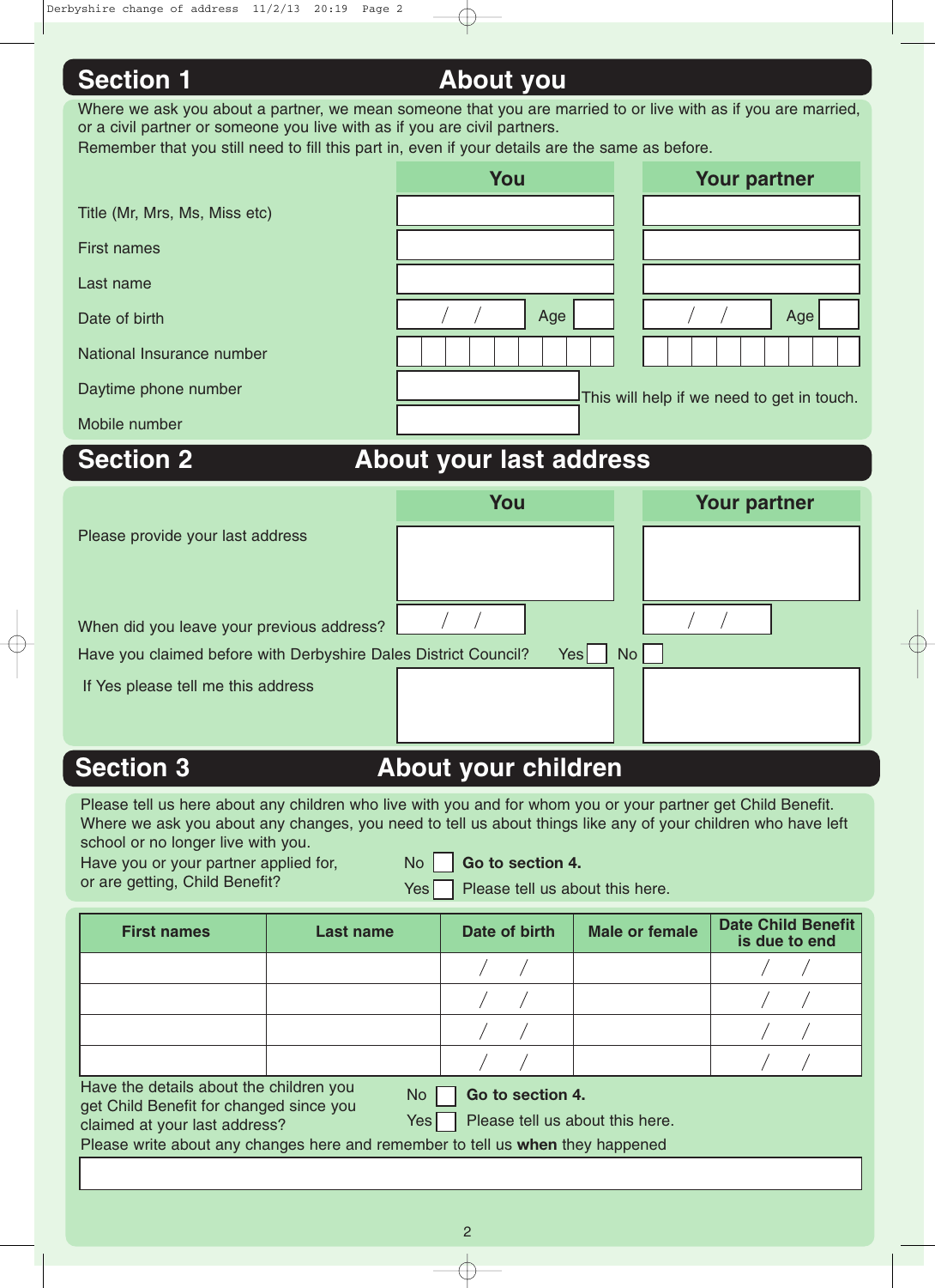## Section 1 About you

Where we ask you about a partner, we mean someone that you are married to or live with as if you are married, or a civil partner or someone you live with as if you are civil partners.
Remember that you still need to fill this part in, even if your details are the same as before.

| | You | Your partner |
|---|---|---|
| Title (Mr, Mrs, Ms, Miss etc) | | |
| First names | | |
| Last name | | |
| Date of birth | / / Age | / / Age |
| National Insurance number | | |
| Daytime phone number | | |
| Mobile number | | |

This will help if we need to get in touch.

## Section 2 About your last address

| | You | Your partner |
|---|---|---|
| Please provide your last address | | |
| When did you leave your previous address? | / / | / / |

Have you claimed before with Derbyshire Dales District Council? Yes ☐ No ☐

| | | |
|---|---|---|
| If Yes please tell me this address | | |

## Section 3 About your children

Please tell us here about any children who live with you and for whom you or your partner get Child Benefit. Where we ask you about any changes, you need to tell us about things like any of your children who have left school or no longer live with you.

Have you or your partner applied for, or are getting, Child Benefit?

No ☐ **Go to section 4.**

Yes ☐ Please tell us about this here.

| First names | Last name | Date of birth | Male or female | Date Child Benefit is due to end |
|---|---|---|---|---|
| | | / / | | / / |
| | | / / | | / / |
| | | / / | | / / |
| | | / / | | / / |

Have the details about the children you get Child Benefit for changed since you claimed at your last address?

No ☐ **Go to section 4.**

Yes ☐ Please tell us about this here.

Please write about any changes here and remember to tell us **when** they happened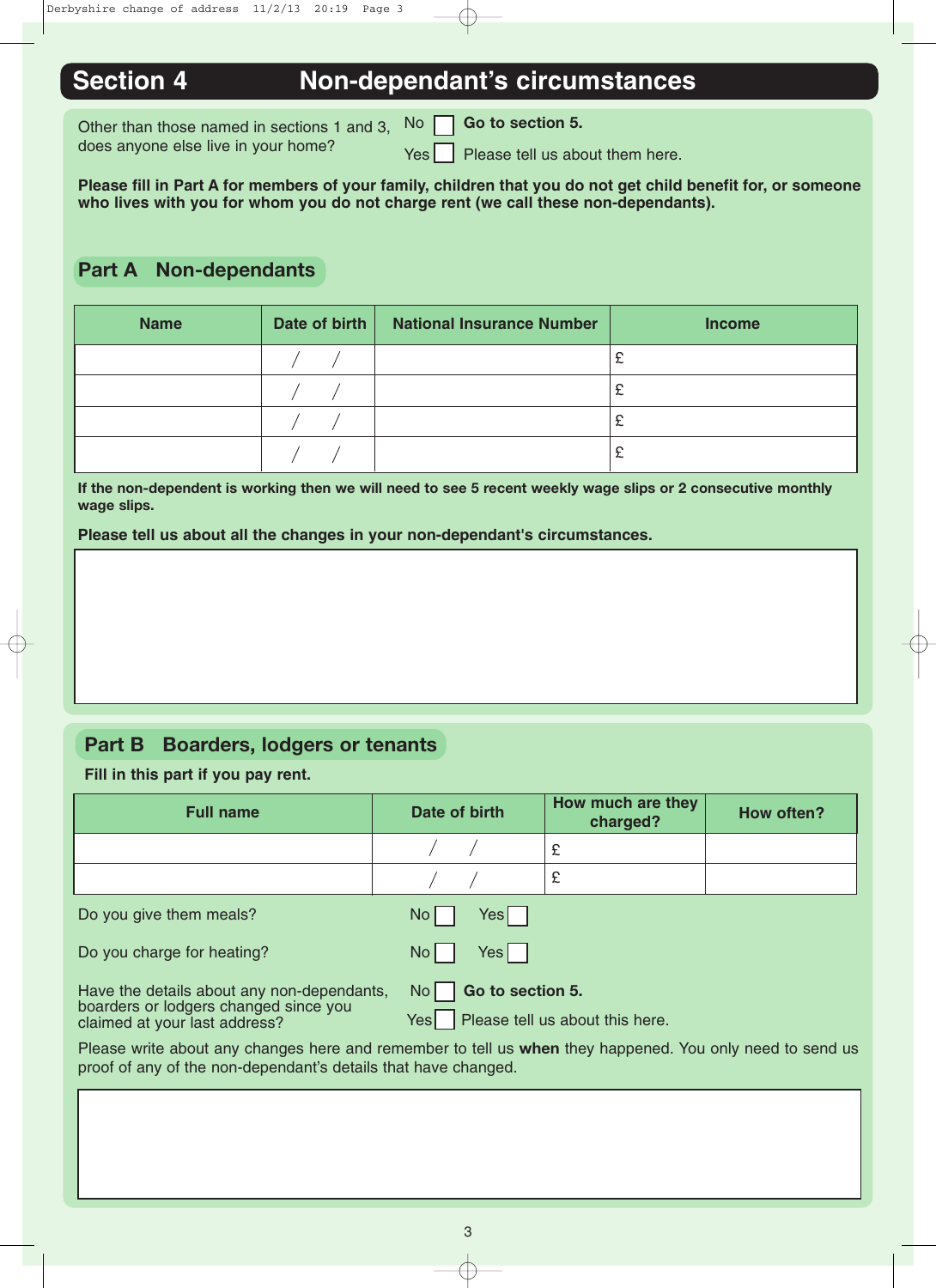## Section 4 Non-dependant's circumstances

Other than those named in sections 1 and 3, does anyone else live in your home?

No ☐ **Go to section 5.**

Yes ☐ Please tell us about them here.

**Please fill in Part A for members of your family, children that you do not get child benefit for, or someone who lives with you for whom you do not charge rent (we call these non-dependants).**

### Part A Non-dependants

| Name | Date of birth | National Insurance Number | Income |
|---|---|---|---|
| | / / | | £ |
| | / / | | £ |
| | / / | | £ |
| | / / | | £ |

**If the non-dependent is working then we will need to see 5 recent weekly wage slips or 2 consecutive monthly wage slips.**

**Please tell us about all the changes in your non-dependant's circumstances.**

### Part B Boarders, lodgers or tenants

**Fill in this part if you pay rent.**

| Full name | Date of birth | How much are they charged? | How often? |
|---|---|---|---|
| | / / | £ | |
| | / / | £ | |

Do you give them meals? No ☐ Yes ☐

Do you charge for heating? No ☐ Yes ☐

Have the details about any non-dependants, boarders or lodgers changed since you claimed at your last address?

No ☐ **Go to section 5.**

Yes ☐ Please tell us about this here.

Please write about any changes here and remember to tell us **when** they happened. You only need to send us proof of any of the non-dependant's details that have changed.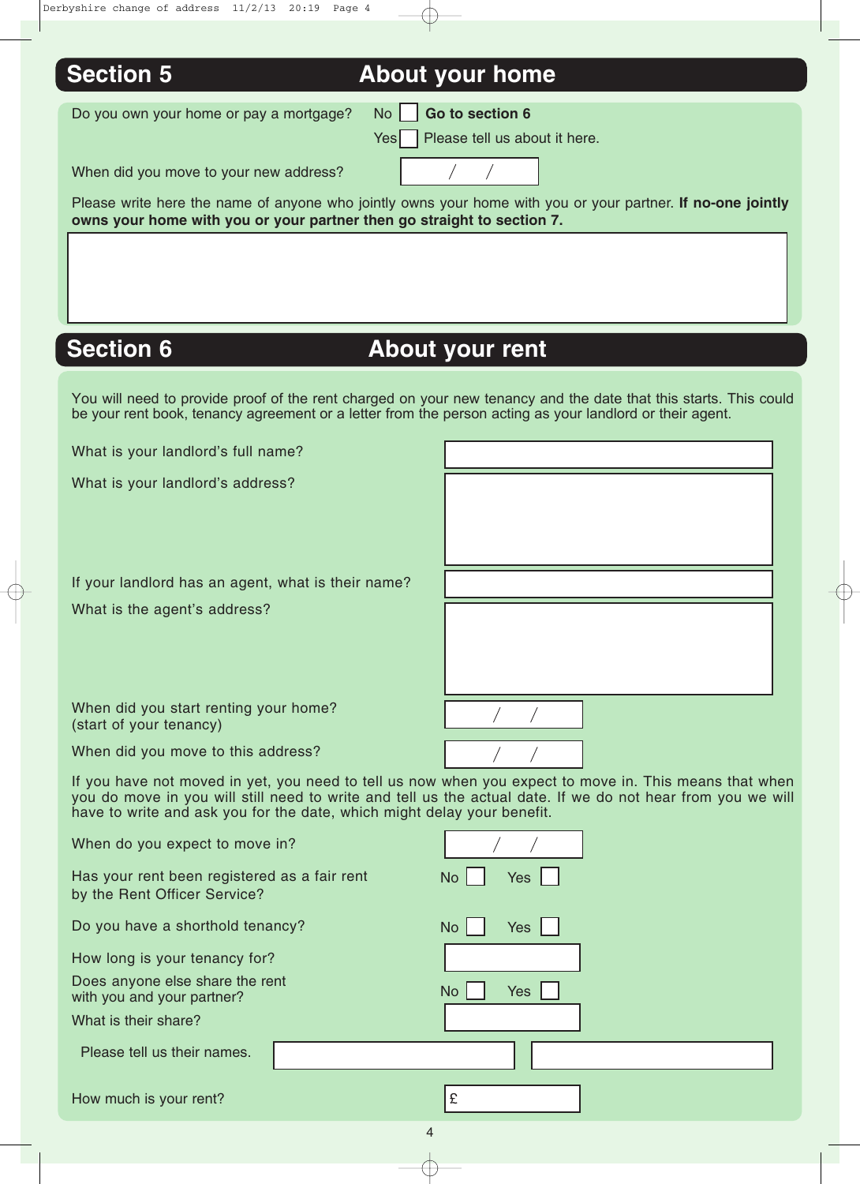## Section 5 About your home

Do you own your home or pay a mortgage? No ☐ **Go to section 6**
Yes ☐ Please tell us about it here.

When did you move to your new address? / /

Please write here the name of anyone who jointly owns your home with you or your partner. **If no-one jointly owns your home with you or your partner then go straight to section 7.**

## Section 6 About your rent

You will need to provide proof of the rent charged on your new tenancy and the date that this starts. This could be your rent book, tenancy agreement or a letter from the person acting as your landlord or their agent.

What is your landlord's full name?

What is your landlord's address?

If your landlord has an agent, what is their name?

What is the agent's address?

When did you start renting your home? (start of your tenancy) / /

When did you move to this address? / /

If you have not moved in yet, you need to tell us now when you expect to move in. This means that when you do move in you will still need to write and tell us the actual date. If we do not hear from you we will have to write and ask you for the date, which might delay your benefit.

When do you expect to move in? / /

Has your rent been registered as a fair rent by the Rent Officer Service? No ☐ Yes ☐

Do you have a shorthold tenancy? No ☐ Yes ☐

How long is your tenancy for?

Does anyone else share the rent with you and your partner? No ☐ Yes ☐

What is their share?

Please tell us their names.

How much is your rent? £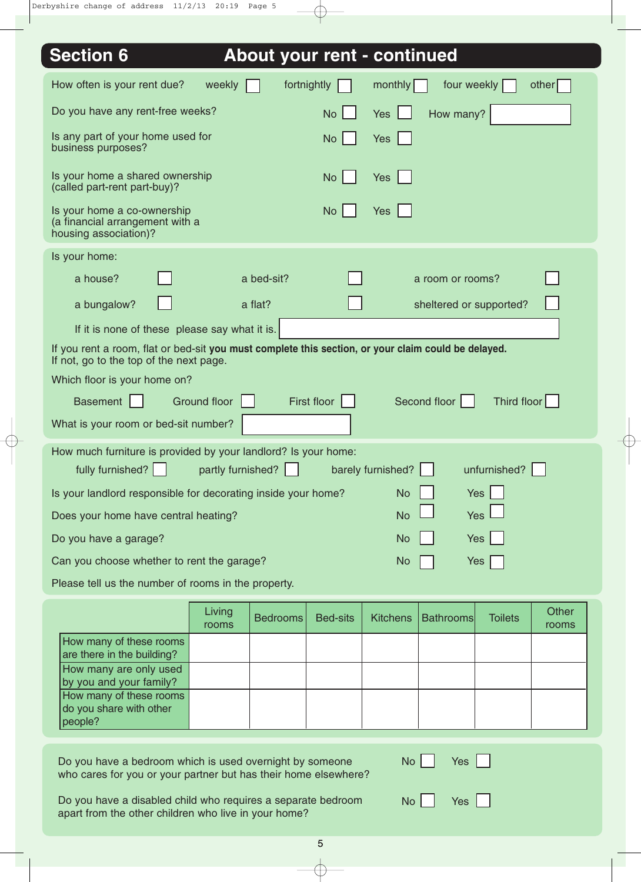## Section 6 About your rent - continued

How often is your rent due? weekly ☐ fortnightly ☐ monthly ☐ four weekly ☐ other ☐

Do you have any rent-free weeks? No ☐ Yes ☐ How many? ______

Is any part of your home used for business purposes? No ☐ Yes ☐

Is your home a shared ownership (called part-rent part-buy)? No ☐ Yes ☐

Is your home a co-ownership (a financial arrangement with a housing association)? No ☐ Yes ☐

Is your home:

a house? ☐ a bed-sit? ☐ a room or rooms? ☐

a bungalow? ☐ a flat? ☐ sheltered or supported? ☐

If it is none of these please say what it is. ______

If you rent a room, flat or bed-sit **you must complete this section, or your claim could be delayed.**
If not, go to the top of the next page.

Which floor is your home on?

Basement ☐ Ground floor ☐ First floor ☐ Second floor ☐ Third floor ☐

What is your room or bed-sit number? ______

How much furniture is provided by your landlord? Is your home:

fully furnished? ☐ partly furnished? ☐ barely furnished? ☐ unfurnished? ☐

Is your landlord responsible for decorating inside your home? No ☐ Yes ☐

Does your home have central heating? No ☐ Yes ☐

Do you have a garage? No ☐ Yes ☐

Can you choose whether to rent the garage? No ☐ Yes ☐

Please tell us the number of rooms in the property.

| | Living rooms | Bedrooms | Bed-sits | Kitchens | Bathrooms | Toilets | Other rooms |
|---|---|---|---|---|---|---|---|
| How many of these rooms are there in the building? | | | | | | | |
| How many are only used by you and your family? | | | | | | | |
| How many of these rooms do you share with other people? | | | | | | | |

Do you have a bedroom which is used overnight by someone who cares for you or your partner but has their home elsewhere? No ☐ Yes ☐

Do you have a disabled child who requires a separate bedroom apart from the other children who live in your home? No ☐ Yes ☐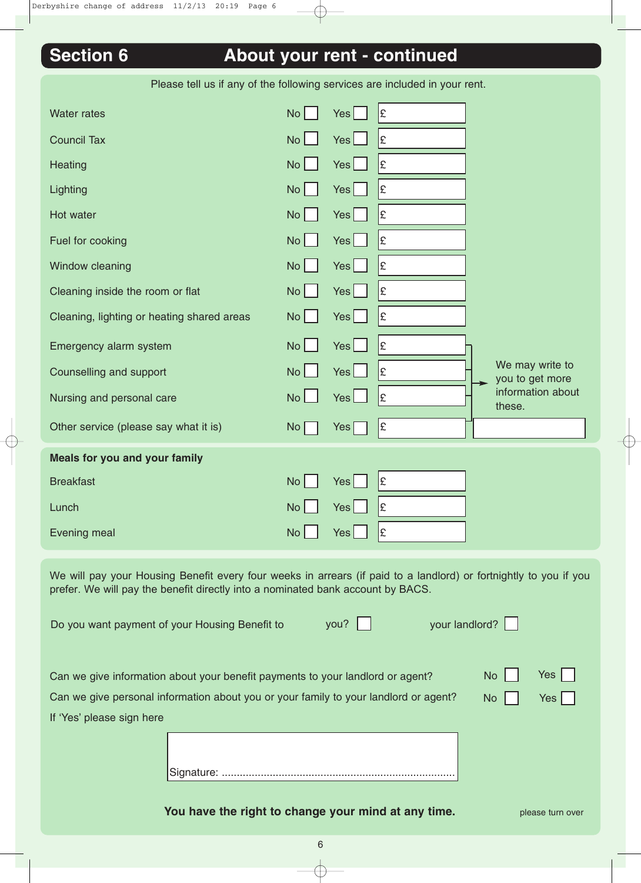## Section 6 About your rent - continued

Please tell us if any of the following services are included in your rent.

| Service | No | Yes | £ |
|---|---|---|---|
| Water rates | No ☐ | Yes ☐ | £ |
| Council Tax | No ☐ | Yes ☐ | £ |
| Heating | No ☐ | Yes ☐ | £ |
| Lighting | No ☐ | Yes ☐ | £ |
| Hot water | No ☐ | Yes ☐ | £ |
| Fuel for cooking | No ☐ | Yes ☐ | £ |
| Window cleaning | No ☐ | Yes ☐ | £ |
| Cleaning inside the room or flat | No ☐ | Yes ☐ | £ |
| Cleaning, lighting or heating shared areas | No ☐ | Yes ☐ | £ |
| Emergency alarm system | No ☐ | Yes ☐ | £ |
| Counselling and support | No ☐ | Yes ☐ | £ |
| Nursing and personal care | No ☐ | Yes ☐ | £ |
| Other service (please say what it is) | No ☐ | Yes ☐ | £ |

We may write to you to get more information about these.

**Meals for you and your family**

| Meal | No | Yes | £ |
|---|---|---|---|
| Breakfast | No ☐ | Yes ☐ | £ |
| Lunch | No ☐ | Yes ☐ | £ |
| Evening meal | No ☐ | Yes ☐ | £ |

We will pay your Housing Benefit every four weeks in arrears (if paid to a landlord) or fortnightly to you if you prefer. We will pay the benefit directly into a nominated bank account by BACS.

Do you want payment of your Housing Benefit to you? ☐ your landlord? ☐

Can we give information about your benefit payments to your landlord or agent? No ☐ Yes ☐

Can we give personal information about you or your family to your landlord or agent? No ☐ Yes ☐

If 'Yes' please sign here

Signature: ..............................................................................

**You have the right to change your mind at any time.**

please turn over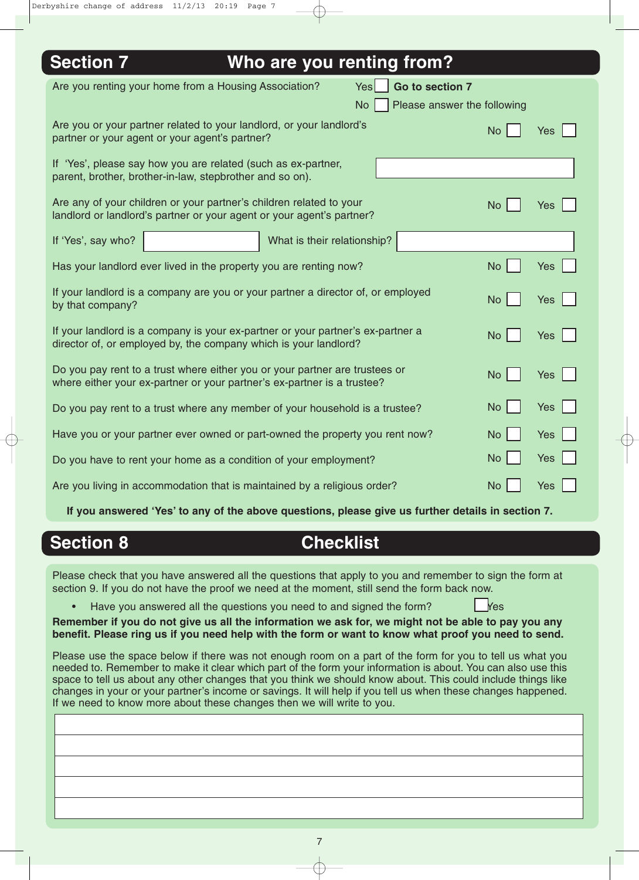## Section 7 Who are you renting from?

Are you renting your home from a Housing Association? Yes ☐ **Go to section 7**
No ☐ Please answer the following

Are you or your partner related to your landlord, or your landlord's partner or your agent or your agent's partner? No ☐ Yes ☐

If 'Yes', please say how you are related (such as ex-partner, parent, brother, brother-in-law, stepbrother and so on). ____________

Are any of your children or your partner's children related to your landlord or landlord's partner or your agent or your agent's partner? No ☐ Yes ☐

If 'Yes', say who? ____________ What is their relationship? ____________

Has your landlord ever lived in the property you are renting now? No ☐ Yes ☐

If your landlord is a company are you or your partner a director of, or employed by that company? No ☐ Yes ☐

If your landlord is a company is your ex-partner or your partner's ex-partner a director of, or employed by, the company which is your landlord? No ☐ Yes ☐

Do you pay rent to a trust where either you or your partner are trustees or where either your ex-partner or your partner's ex-partner is a trustee? No ☐ Yes ☐

Do you pay rent to a trust where any member of your household is a trustee? No ☐ Yes ☐

Have you or your partner ever owned or part-owned the property you rent now? No ☐ Yes ☐

Do you have to rent your home as a condition of your employment? No ☐ Yes ☐

Are you living in accommodation that is maintained by a religious order? No ☐ Yes ☐

**If you answered 'Yes' to any of the above questions, please give us further details in section 7.**

## Section 8 Checklist

Please check that you have answered all the questions that apply to you and remember to sign the form at section 9. If you do not have the proof we need at the moment, still send the form back now.

- Have you answered all the questions you need to and signed the form? ☐ Yes

**Remember if you do not give us all the information we ask for, we might not be able to pay you any benefit. Please ring us if you need help with the form or want to know what proof you need to send.**

Please use the space below if there was not enough room on a part of the form for you to tell us what you needed to. Remember to make it clear which part of the form your information is about. You can also use this space to tell us about any other changes that you think we should know about. This could include things like changes in your or your partner's income or savings. It will help if you tell us when these changes happened. If we need to know more about these changes then we will write to you.

____________

____________

____________

____________

____________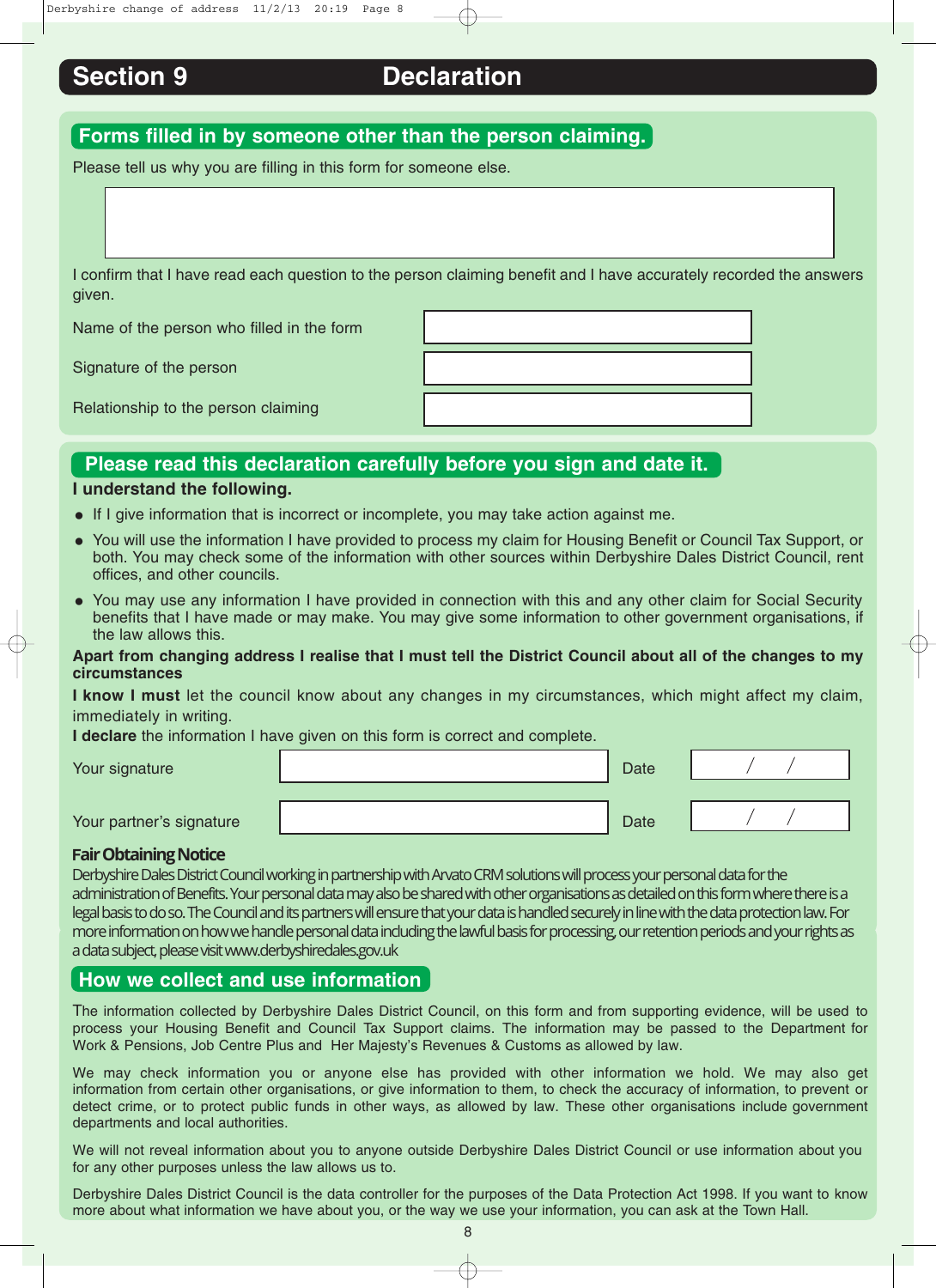# Section 9 Declaration

## Forms filled in by someone other than the person claiming.

Please tell us why you are filling in this form for someone else.

I confirm that I have read each question to the person claiming benefit and I have accurately recorded the answers given.

| | |
|---|---|
| Name of the person who filled in the form | |
| Signature of the person | |
| Relationship to the person claiming | |

## Please read this declaration carefully before you sign and date it.

**I understand the following.**

- If I give information that is incorrect or incomplete, you may take action against me.
- You will use the information I have provided to process my claim for Housing Benefit or Council Tax Support, or both. You may check some of the information with other sources within Derbyshire Dales District Council, rent offices, and other councils.
- You may use any information I have provided in connection with this and any other claim for Social Security benefits that I have made or may make. You may give some information to other government organisations, if the law allows this.

**Apart from changing address I realise that I must tell the District Council about all of the changes to my circumstances**

**I know I must** let the council know about any changes in my circumstances, which might affect my claim, immediately in writing.

**I declare** the information I have given on this form is correct and complete.

| | | | |
|---|---|---|---|
| Your signature | | Date | / / |
| Your partner's signature | | Date | / / |

**Fair Obtaining Notice**

Derbyshire Dales District Council working in partnership with Arvato CRM solutions will process your personal data for the administration of Benefits. Your personal data may also be shared with other organisations as detailed on this form where there is a legal basis to do so. The Council and its partners will ensure that your data is handled securely in line with the data protection law. For more information on how we handle personal data including the lawful basis for processing, our retention periods and your rights as a data subject, please visit www.derbyshiredales.gov.uk

## How we collect and use information

The information collected by Derbyshire Dales District Council, on this form and from supporting evidence, will be used to process your Housing Benefit and Council Tax Support claims. The information may be passed to the Department for Work & Pensions, Job Centre Plus and Her Majesty's Revenues & Customs as allowed by law.

We may check information you or anyone else has provided with other information we hold. We may also get information from certain other organisations, or give information to them, to check the accuracy of information, to prevent or detect crime, or to protect public funds in other ways, as allowed by law. These other organisations include government departments and local authorities.

We will not reveal information about you to anyone outside Derbyshire Dales District Council or use information about you for any other purposes unless the law allows us to.

Derbyshire Dales District Council is the data controller for the purposes of the Data Protection Act 1998. If you want to know more about what information we have about you, or the way we use your information, you can ask at the Town Hall.